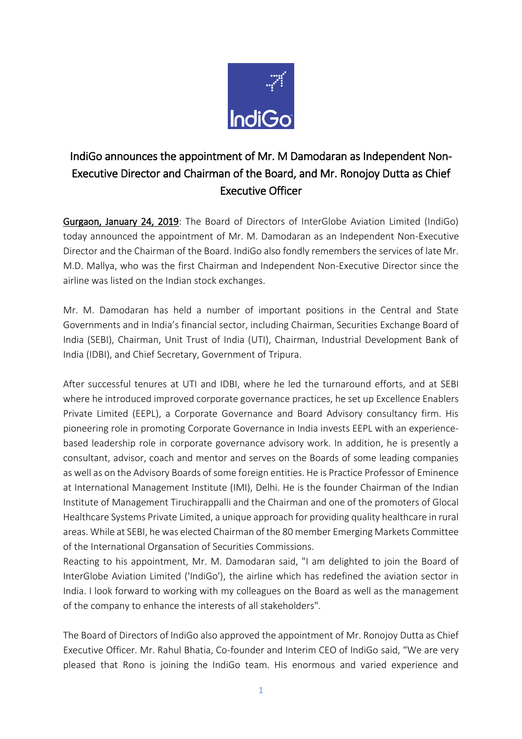# IndiGo announces the appointment of Mr. M Damodaran as Independent Non-Executive Director and Chairman of the Board, and Mr. Ronojoy Dutta as Chief Executive Officer

Gurgaon, January 24, 2019: The Board of Directors of InterGlobe Aviation Limited (IndiGo) today announced the appointment of Mr. M. Damodaran as an Independent Non-Executive Director and the Chairman of the Board. IndiGo also fondly remembers the services of late Mr. M.D. Mallya, who was the first Chairman and Independent Non-Executive Director since the airline was listed on the Indian stock exchanges.

Mr. M. Damodaran has held a number of important positions in the Central and State Governments and in India's financial sector, including Chairman, Securities Exchange Board of India (SEBI), Chairman, Unit Trust of India (UTI), Chairman, Industrial Development Bank of India (IDBI), and Chief Secretary, Government of Tripura.

After successful tenures at UTI and IDBI, where he led the turnaround efforts, and at SEBI where he introduced improved corporate governance practices, he set up Excellence Enablers Private Limited (EEPL), a Corporate Governance and Board Advisory consultancy firm. His pioneering role in promoting Corporate Governance in India invests EEPL with an experience-based leadership role in corporate governance advisory work. In addition, he is presently a consultant, advisor, coach and mentor and serves on the Boards of some leading companies as well as on the Advisory Boards of some foreign entities. He is Practice Professor of Eminence at International Management Institute (IMI), Delhi. He is the founder Chairman of the Indian Institute of Management Tiruchirappalli and the Chairman and one of the promoters of Glocal Healthcare Systems Private Limited, a unique approach for providing quality healthcare in rural areas. While at SEBI, he was elected Chairman of the 80 member Emerging Markets Committee of the International Organsation of Securities Commissions.

Reacting to his appointment, Mr. M. Damodaran said, "I am delighted to join the Board of InterGlobe Aviation Limited ('IndiGo'), the airline which has redefined the aviation sector in India. I look forward to working with my colleagues on the Board as well as the management of the company to enhance the interests of all stakeholders".

The Board of Directors of IndiGo also approved the appointment of Mr. Ronojoy Dutta as Chief Executive Officer. Mr. Rahul Bhatia, Co-founder and Interim CEO of IndiGo said, "We are very pleased that Rono is joining the IndiGo team. His enormous and varied experience and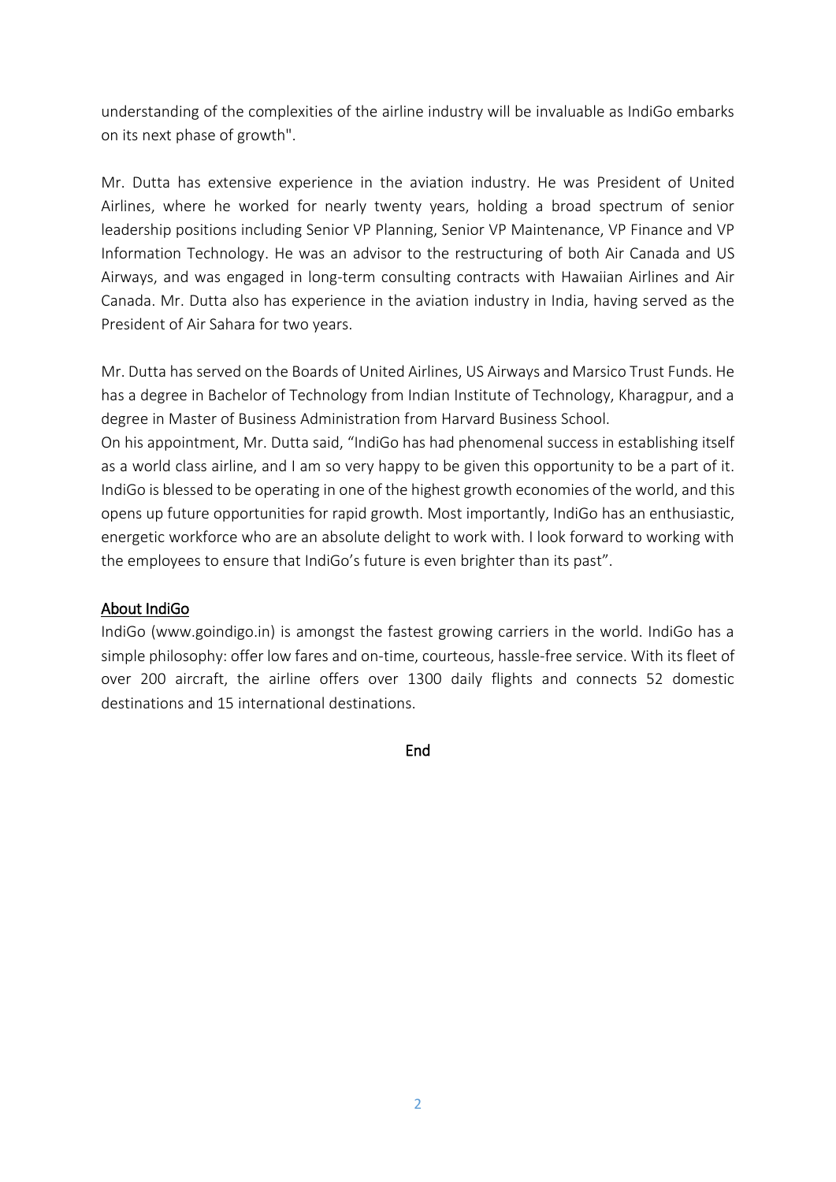understanding of the complexities of the airline industry will be invaluable as IndiGo embarks on its next phase of growth".

Mr. Dutta has extensive experience in the aviation industry. He was President of United Airlines, where he worked for nearly twenty years, holding a broad spectrum of senior leadership positions including Senior VP Planning, Senior VP Maintenance, VP Finance and VP Information Technology. He was an advisor to the restructuring of both Air Canada and US Airways, and was engaged in long-term consulting contracts with Hawaiian Airlines and Air Canada. Mr. Dutta also has experience in the aviation industry in India, having served as the President of Air Sahara for two years.

Mr. Dutta has served on the Boards of United Airlines, US Airways and Marsico Trust Funds. He has a degree in Bachelor of Technology from Indian Institute of Technology, Kharagpur, and a degree in Master of Business Administration from Harvard Business School.

On his appointment, Mr. Dutta said, "IndiGo has had phenomenal success in establishing itself as a world class airline, and I am so very happy to be given this opportunity to be a part of it. IndiGo is blessed to be operating in one of the highest growth economies of the world, and this opens up future opportunities for rapid growth. Most importantly, IndiGo has an enthusiastic, energetic workforce who are an absolute delight to work with. I look forward to working with the employees to ensure that IndiGo's future is even brighter than its past".

## About IndiGo

IndiGo (www.goindigo.in) is amongst the fastest growing carriers in the world. IndiGo has a simple philosophy: offer low fares and on-time, courteous, hassle-free service. With its fleet of over 200 aircraft, the airline offers over 1300 daily flights and connects 52 domestic destinations and 15 international destinations.

End